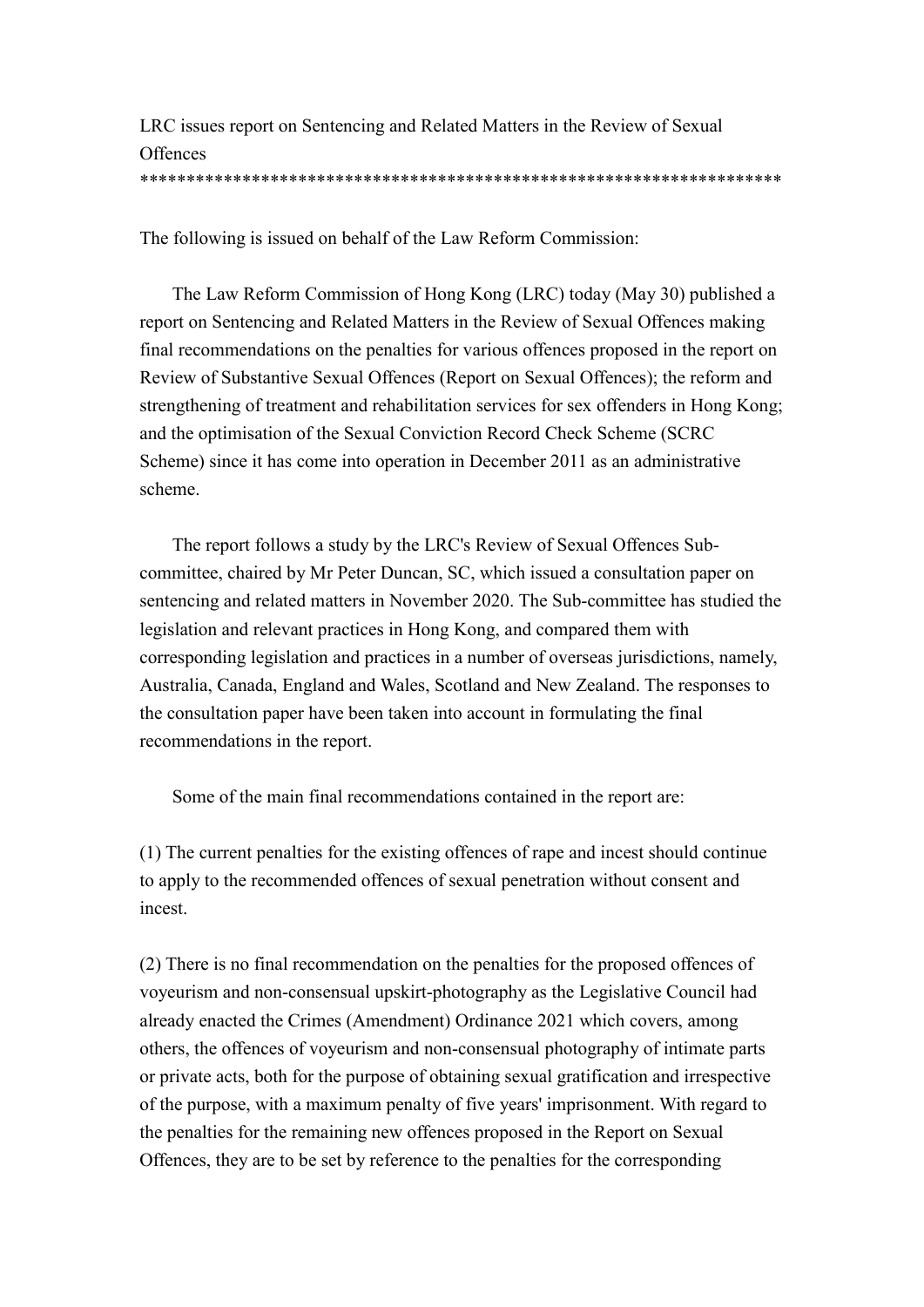# LRC issues report on Sentencing and Related Matters in the Review of Sexual Offences

*********************************************************************

The following is issued on behalf of the Law Reform Commission:

The Law Reform Commission of Hong Kong (LRC) today (May 30) published a report on Sentencing and Related Matters in the Review of Sexual Offences making final recommendations on the penalties for various offences proposed in the report on Review of Substantive Sexual Offences (Report on Sexual Offences); the reform and strengthening of treatment and rehabilitation services for sex offenders in Hong Kong; and the optimisation of the Sexual Conviction Record Check Scheme (SCRC Scheme) since it has come into operation in December 2011 as an administrative scheme.

The report follows a study by the LRC's Review of Sexual Offences Sub-committee, chaired by Mr Peter Duncan, SC, which issued a consultation paper on sentencing and related matters in November 2020. The Sub-committee has studied the legislation and relevant practices in Hong Kong, and compared them with corresponding legislation and practices in a number of overseas jurisdictions, namely, Australia, Canada, England and Wales, Scotland and New Zealand. The responses to the consultation paper have been taken into account in formulating the final recommendations in the report.

Some of the main final recommendations contained in the report are:

(1) The current penalties for the existing offences of rape and incest should continue to apply to the recommended offences of sexual penetration without consent and incest.

(2) There is no final recommendation on the penalties for the proposed offences of voyeurism and non-consensual upskirt-photography as the Legislative Council had already enacted the Crimes (Amendment) Ordinance 2021 which covers, among others, the offences of voyeurism and non-consensual photography of intimate parts or private acts, both for the purpose of obtaining sexual gratification and irrespective of the purpose, with a maximum penalty of five years' imprisonment. With regard to the penalties for the remaining new offences proposed in the Report on Sexual Offences, they are to be set by reference to the penalties for the corresponding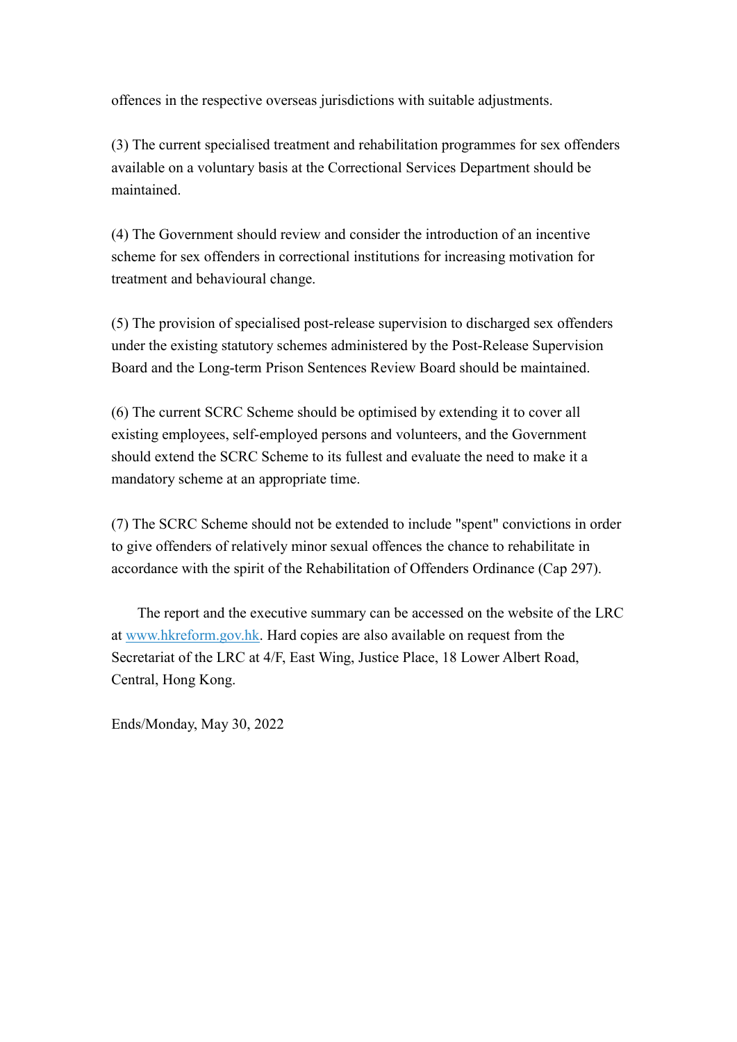offences in the respective overseas jurisdictions with suitable adjustments.

(3) The current specialised treatment and rehabilitation programmes for sex offenders available on a voluntary basis at the Correctional Services Department should be maintained.

(4) The Government should review and consider the introduction of an incentive scheme for sex offenders in correctional institutions for increasing motivation for treatment and behavioural change.

(5) The provision of specialised post-release supervision to discharged sex offenders under the existing statutory schemes administered by the Post-Release Supervision Board and the Long-term Prison Sentences Review Board should be maintained.

(6) The current SCRC Scheme should be optimised by extending it to cover all existing employees, self-employed persons and volunteers, and the Government should extend the SCRC Scheme to its fullest and evaluate the need to make it a mandatory scheme at an appropriate time.

(7) The SCRC Scheme should not be extended to include "spent" convictions in order to give offenders of relatively minor sexual offences the chance to rehabilitate in accordance with the spirit of the Rehabilitation of Offenders Ordinance (Cap 297).

The report and the executive summary can be accessed on the website of the LRC at [www.hkreform.gov.hk](http://www.hkreform.gov.hk). Hard copies are also available on request from the Secretariat of the LRC at 4/F, East Wing, Justice Place, 18 Lower Albert Road, Central, Hong Kong.

Ends/Monday, May 30, 2022